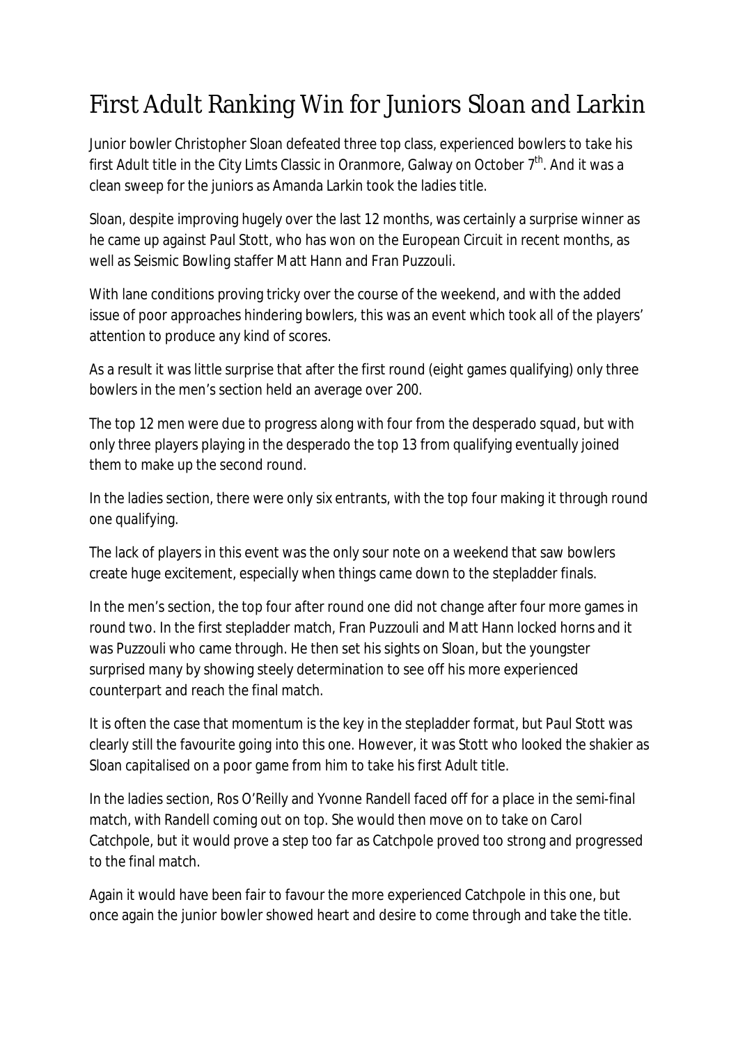# First Adult Ranking Win for Juniors Sloan and Larkin

Junior bowler Christopher Sloan defeated three top class, experienced bowlers to take his first Adult title in the City Limts Classic in Oranmore, Galway on October 7$^{th}$. And it was a clean sweep for the juniors as Amanda Larkin took the ladies title.

Sloan, despite improving hugely over the last 12 months, was certainly a surprise winner as he came up against Paul Stott, who has won on the European Circuit in recent months, as well as Seismic Bowling staffer Matt Hann and Fran Puzzouli.

With lane conditions proving tricky over the course of the weekend, and with the added issue of poor approaches hindering bowlers, this was an event which took all of the players' attention to produce any kind of scores.

As a result it was little surprise that after the first round (eight games qualifying) only three bowlers in the men's section held an average over 200.

The top 12 men were due to progress along with four from the desperado squad, but with only three players playing in the desperado the top 13 from qualifying eventually joined them to make up the second round.

In the ladies section, there were only six entrants, with the top four making it through round one qualifying.

The lack of players in this event was the only sour note on a weekend that saw bowlers create huge excitement, especially when things came down to the stepladder finals.

In the men's section, the top four after round one did not change after four more games in round two. In the first stepladder match, Fran Puzzouli and Matt Hann locked horns and it was Puzzouli who came through. He then set his sights on Sloan, but the youngster surprised many by showing steely determination to see off his more experienced counterpart and reach the final match.

It is often the case that momentum is the key in the stepladder format, but Paul Stott was clearly still the favourite going into this one. However, it was Stott who looked the shakier as Sloan capitalised on a poor game from him to take his first Adult title.

In the ladies section, Ros O'Reilly and Yvonne Randell faced off for a place in the semi-final match, with Randell coming out on top. She would then move on to take on Carol Catchpole, but it would prove a step too far as Catchpole proved too strong and progressed to the final match.

Again it would have been fair to favour the more experienced Catchpole in this one, but once again the junior bowler showed heart and desire to come through and take the title.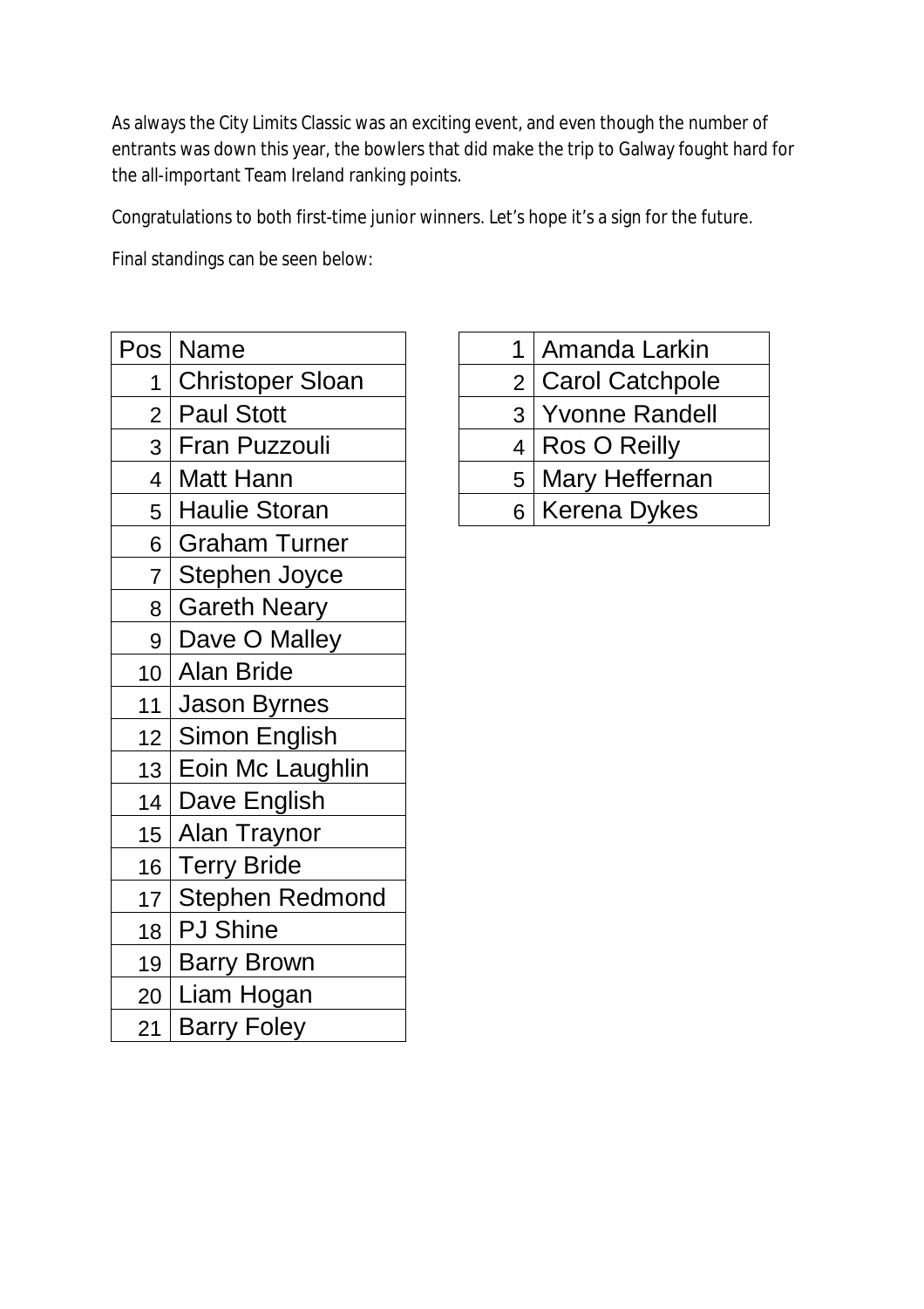As always the City Limits Classic was an exciting event, and even though the number of entrants was down this year, the bowlers that did make the trip to Galway fought hard for the all-important Team Ireland ranking points.

Congratulations to both first-time junior winners. Let's hope it's a sign for the future.

Final standings can be seen below:

| Pos | Name |
|---|---|
| 1 | Christoper Sloan |
| 2 | Paul Stott |
| 3 | Fran Puzzouli |
| 4 | Matt Hann |
| 5 | Haulie Storan |
| 6 | Graham Turner |
| 7 | Stephen Joyce |
| 8 | Gareth Neary |
| 9 | Dave O Malley |
| 10 | Alan Bride |
| 11 | Jason Byrnes |
| 12 | Simon English |
| 13 | Eoin Mc Laughlin |
| 14 | Dave English |
| 15 | Alan Traynor |
| 16 | Terry Bride |
| 17 | Stephen Redmond |
| 18 | PJ Shine |
| 19 | Barry Brown |
| 20 | Liam Hogan |
| 21 | Barry Foley |

| | |
|---|---|
| 1 | Amanda Larkin |
| 2 | Carol Catchpole |
| 3 | Yvonne Randell |
| 4 | Ros O Reilly |
| 5 | Mary Heffernan |
| 6 | Kerena Dykes |